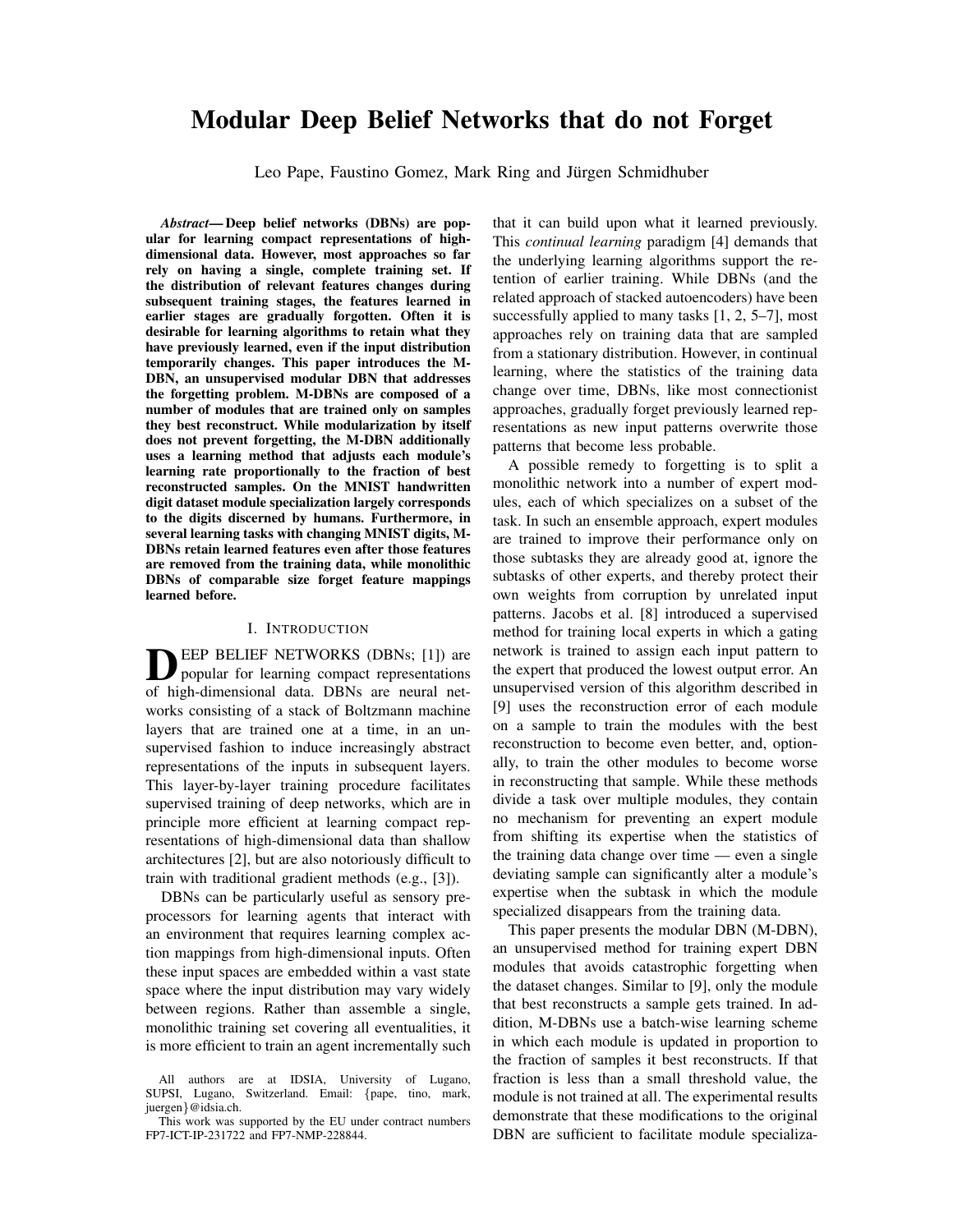# Modular Deep Belief Networks that do not Forget

Leo Pape, Faustino Gomez, Mark Ring and Jürgen Schmidhuber

***Abstract*— Deep belief networks (DBNs) are popular for learning compact representations of high-dimensional data. However, most approaches so far rely on having a single, complete training set. If the distribution of relevant features changes during subsequent training stages, the features learned in earlier stages are gradually forgotten. Often it is desirable for learning algorithms to retain what they have previously learned, even if the input distribution temporarily changes. This paper introduces the M-DBN, an unsupervised modular DBN that addresses the forgetting problem. M-DBNs are composed of a number of modules that are trained only on samples they best reconstruct. While modularization by itself does not prevent forgetting, the M-DBN additionally uses a learning method that adjusts each module's learning rate proportionally to the fraction of best reconstructed samples. On the MNIST handwritten digit dataset module specialization largely corresponds to the digits discerned by humans. Furthermore, in several learning tasks with changing MNIST digits, M-DBNs retain learned features even after those features are removed from the training data, while monolithic DBNs of comparable size forget feature mappings learned before.**

## I. Introduction

Deep belief networks (DBNs; [1]) are popular for learning compact representations of high-dimensional data. DBNs are neural networks consisting of a stack of Boltzmann machine layers that are trained one at a time, in an unsupervised fashion to induce increasingly abstract representations of the inputs in subsequent layers. This layer-by-layer training procedure facilitates supervised training of deep networks, which are in principle more efficient at learning compact representations of high-dimensional data than shallow architectures [2], but are also notoriously difficult to train with traditional gradient methods (e.g., [3]).

DBNs can be particularly useful as sensory preprocessors for learning agents that interact with an environment that requires learning complex action mappings from high-dimensional inputs. Often these input spaces are embedded within a vast state space where the input distribution may vary widely between regions. Rather than assemble a single, monolithic training set covering all eventualities, it is more efficient to train an agent incrementally such that it can build upon what it learned previously. This *continual learning* paradigm [4] demands that the underlying learning algorithms support the retention of earlier training. While DBNs (and the related approach of stacked autoencoders) have been successfully applied to many tasks [1, 2, 5–7], most approaches rely on training data that are sampled from a stationary distribution. However, in continual learning, where the statistics of the training data change over time, DBNs, like most connectionist approaches, gradually forget previously learned representations as new input patterns overwrite those patterns that become less probable.

A possible remedy to forgetting is to split a monolithic network into a number of expert modules, each of which specializes on a subset of the task. In such an ensemble approach, expert modules are trained to improve their performance only on those subtasks they are already good at, ignore the subtasks of other experts, and thereby protect their own weights from corruption by unrelated input patterns. Jacobs et al. [8] introduced a supervised method for training local experts in which a gating network is trained to assign each input pattern to the expert that produced the lowest output error. An unsupervised version of this algorithm described in [9] uses the reconstruction error of each module on a sample to train the modules with the best reconstruction to become even better, and, optionally, to train the other modules to become worse in reconstructing that sample. While these methods divide a task over multiple modules, they contain no mechanism for preventing an expert module from shifting its expertise when the statistics of the training data change over time — even a single deviating sample can significantly alter a module's expertise when the subtask in which the module specialized disappears from the training data.

This paper presents the modular DBN (M-DBN), an unsupervised method for training expert DBN modules that avoids catastrophic forgetting when the dataset changes. Similar to [9], only the module that best reconstructs a sample gets trained. In addition, M-DBNs use a batch-wise learning scheme in which each module is updated in proportion to the fraction of samples it best reconstructs. If that fraction is less than a small threshold value, the module is not trained at all. The experimental results demonstrate that these modifications to the original DBN are sufficient to facilitate module specializa-

All authors are at IDSIA, University of Lugano, SUPSI, Lugano, Switzerland. Email: {pape, tino, mark, juergen}@idsia.ch.

This work was supported by the EU under contract numbers FP7-ICT-IP-231722 and FP7-NMP-228844.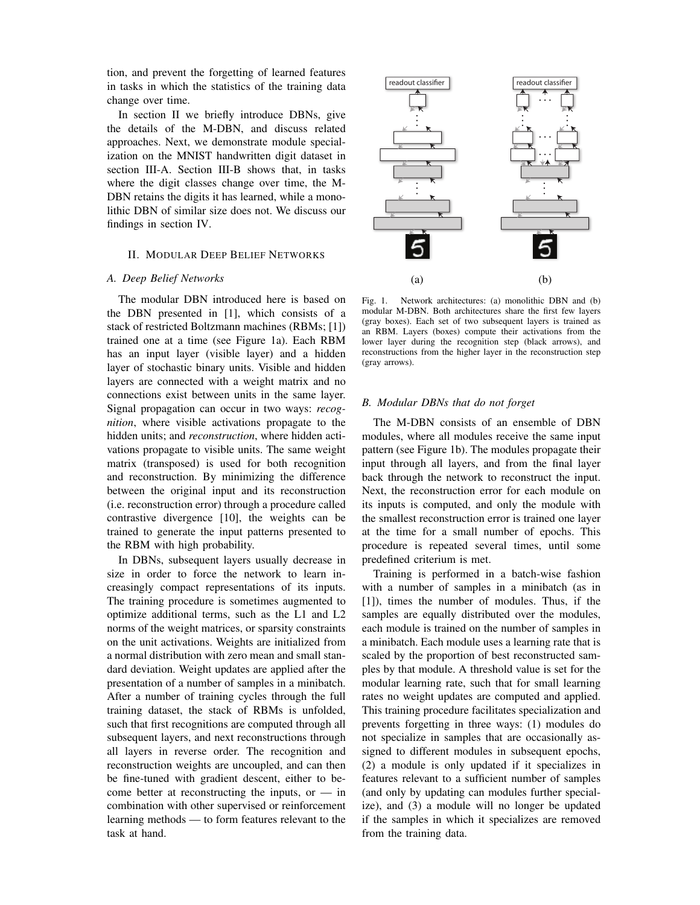tion, and prevent the forgetting of learned features in tasks in which the statistics of the training data change over time.

In section II we briefly introduce DBNs, give the details of the M-DBN, and discuss related approaches. Next, we demonstrate module specialization on the MNIST handwritten digit dataset in section III-A. Section III-B shows that, in tasks where the digit classes change over time, the M-DBN retains the digits it has learned, while a monolithic DBN of similar size does not. We discuss our findings in section IV.

## II. Modular Deep Belief Networks

### A. Deep Belief Networks

The modular DBN introduced here is based on the DBN presented in [1], which consists of a stack of restricted Boltzmann machines (RBMs; [1]) trained one at a time (see Figure 1a). Each RBM has an input layer (visible layer) and a hidden layer of stochastic binary units. Visible and hidden layers are connected with a weight matrix and no connections exist between units in the same layer. Signal propagation can occur in two ways: *recognition*, where visible activations propagate to the hidden units; and *reconstruction*, where hidden activations propagate to visible units. The same weight matrix (transposed) is used for both recognition and reconstruction. By minimizing the difference between the original input and its reconstruction (i.e. reconstruction error) through a procedure called contrastive divergence [10], the weights can be trained to generate the input patterns presented to the RBM with high probability.

In DBNs, subsequent layers usually decrease in size in order to force the network to learn increasingly compact representations of its inputs. The training procedure is sometimes augmented to optimize additional terms, such as the L1 and L2 norms of the weight matrices, or sparsity constraints on the unit activations. Weights are initialized from a normal distribution with zero mean and small standard deviation. Weight updates are applied after the presentation of a number of samples in a minibatch. After a number of training cycles through the full training dataset, the stack of RBMs is unfolded, such that first recognitions are computed through all subsequent layers, and next reconstructions through all layers in reverse order. The recognition and reconstruction weights are uncoupled, and can then be fine-tuned with gradient descent, either to become better at reconstructing the inputs, or — in combination with other supervised or reinforcement learning methods — to form features relevant to the task at hand.

Fig. 1. Network architectures: (a) monolithic DBN and (b) modular M-DBN. Both architectures share the first few layers (gray boxes). Each set of two subsequent layers is trained as an RBM. Layers (boxes) compute their activations from the lower layer during the recognition step (black arrows), and reconstructions from the higher layer in the reconstruction step (gray arrows).

### B. Modular DBNs that do not forget

The M-DBN consists of an ensemble of DBN modules, where all modules receive the same input pattern (see Figure 1b). The modules propagate their input through all layers, and from the final layer back through the network to reconstruct the input. Next, the reconstruction error for each module on its inputs is computed, and only the module with the smallest reconstruction error is trained one layer at the time for a small number of epochs. This procedure is repeated several times, until some predefined criterium is met.

Training is performed in a batch-wise fashion with a number of samples in a minibatch (as in [1]), times the number of modules. Thus, if the samples are equally distributed over the modules, each module is trained on the number of samples in a minibatch. Each module uses a learning rate that is scaled by the proportion of best reconstructed samples by that module. A threshold value is set for the modular learning rate, such that for small learning rates no weight updates are computed and applied. This training procedure facilitates specialization and prevents forgetting in three ways: (1) modules do not specialize in samples that are occasionally assigned to different modules in subsequent epochs, (2) a module is only updated if it specializes in features relevant to a sufficient number of samples (and only by updating can modules further specialize), and (3) a module will no longer be updated if the samples in which it specializes are removed from the training data.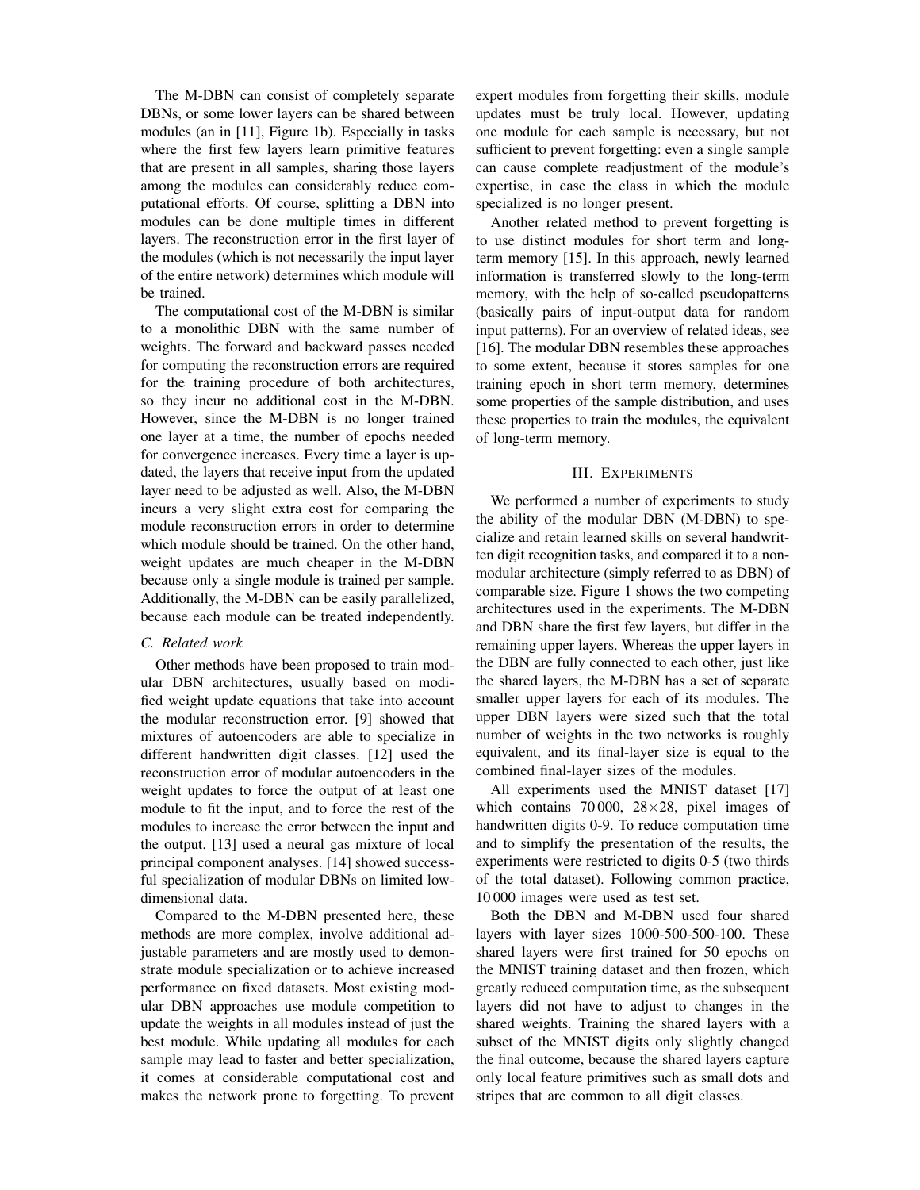The M-DBN can consist of completely separate DBNs, or some lower layers can be shared between modules (an in [11], Figure 1b). Especially in tasks where the first few layers learn primitive features that are present in all samples, sharing those layers among the modules can considerably reduce computational efforts. Of course, splitting a DBN into modules can be done multiple times in different layers. The reconstruction error in the first layer of the modules (which is not necessarily the input layer of the entire network) determines which module will be trained.

The computational cost of the M-DBN is similar to a monolithic DBN with the same number of weights. The forward and backward passes needed for computing the reconstruction errors are required for the training procedure of both architectures, so they incur no additional cost in the M-DBN. However, since the M-DBN is no longer trained one layer at a time, the number of epochs needed for convergence increases. Every time a layer is updated, the layers that receive input from the updated layer need to be adjusted as well. Also, the M-DBN incurs a very slight extra cost for comparing the module reconstruction errors in order to determine which module should be trained. On the other hand, weight updates are much cheaper in the M-DBN because only a single module is trained per sample. Additionally, the M-DBN can be easily parallelized, because each module can be treated independently.

### C. Related work

Other methods have been proposed to train modular DBN architectures, usually based on modified weight update equations that take into account the modular reconstruction error. [9] showed that mixtures of autoencoders are able to specialize in different handwritten digit classes. [12] used the reconstruction error of modular autoencoders in the weight updates to force the output of at least one module to fit the input, and to force the rest of the modules to increase the error between the input and the output. [13] used a neural gas mixture of local principal component analyses. [14] showed successful specialization of modular DBNs on limited low-dimensional data.

Compared to the M-DBN presented here, these methods are more complex, involve additional adjustable parameters and are mostly used to demonstrate module specialization or to achieve increased performance on fixed datasets. Most existing modular DBN approaches use module competition to update the weights in all modules instead of just the best module. While updating all modules for each sample may lead to faster and better specialization, it comes at considerable computational cost and makes the network prone to forgetting. To prevent expert modules from forgetting their skills, module updates must be truly local. However, updating one module for each sample is necessary, but not sufficient to prevent forgetting: even a single sample can cause complete readjustment of the module's expertise, in case the class in which the module specialized is no longer present.

Another related method to prevent forgetting is to use distinct modules for short term and long-term memory [15]. In this approach, newly learned information is transferred slowly to the long-term memory, with the help of so-called pseudopatterns (basically pairs of input-output data for random input patterns). For an overview of related ideas, see [16]. The modular DBN resembles these approaches to some extent, because it stores samples for one training epoch in short term memory, determines some properties of the sample distribution, and uses these properties to train the modules, the equivalent of long-term memory.

## III. Experiments

We performed a number of experiments to study the ability of the modular DBN (M-DBN) to specialize and retain learned skills on several handwritten digit recognition tasks, and compared it to a non-modular architecture (simply referred to as DBN) of comparable size. Figure 1 shows the two competing architectures used in the experiments. The M-DBN and DBN share the first few layers, but differ in the remaining upper layers. Whereas the upper layers in the DBN are fully connected to each other, just like the shared layers, the M-DBN has a set of separate smaller upper layers for each of its modules. The upper DBN layers were sized such that the total number of weights in the two networks is roughly equivalent, and its final-layer size is equal to the combined final-layer sizes of the modules.

All experiments used the MNIST dataset [17] which contains 70 000, 28×28, pixel images of handwritten digits 0-9. To reduce computation time and to simplify the presentation of the results, the experiments were restricted to digits 0-5 (two thirds of the total dataset). Following common practice, 10 000 images were used as test set.

Both the DBN and M-DBN used four shared layers with layer sizes 1000-500-500-100. These shared layers were first trained for 50 epochs on the MNIST training dataset and then frozen, which greatly reduced computation time, as the subsequent layers did not have to adjust to changes in the shared weights. Training the shared layers with a subset of the MNIST digits only slightly changed the final outcome, because the shared layers capture only local feature primitives such as small dots and stripes that are common to all digit classes.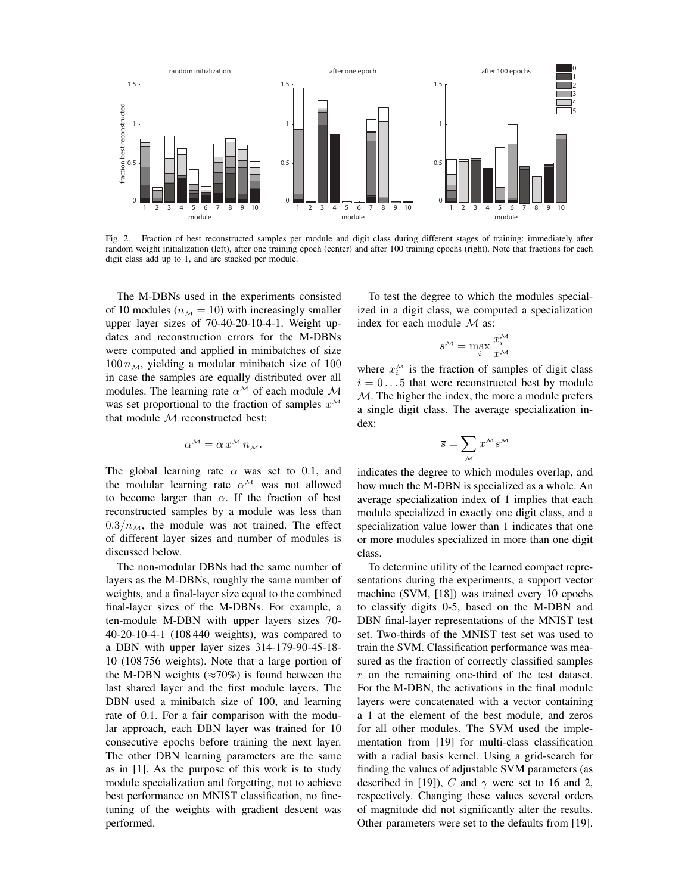Fig. 2. Fraction of best reconstructed samples per module and digit class during different stages of training: immediately after random weight initialization (left), after one training epoch (center) and after 100 training epochs (right). Note that fractions for each digit class add up to 1, and are stacked per module.

The M-DBNs used in the experiments consisted of 10 modules ($n_{\mathcal{M}} = 10$) with increasingly smaller upper layer sizes of 70-40-20-10-4-1. Weight updates and reconstruction errors for the M-DBNs were computed and applied in minibatches of size $100\, n_{\mathcal{M}}$, yielding a modular minibatch size of 100 in case the samples are equally distributed over all modules. The learning rate $\alpha^{\mathcal{M}}$ of each module $\mathcal{M}$ was set proportional to the fraction of samples $x^{\mathcal{M}}$ that module $\mathcal{M}$ reconstructed best:

$$\alpha^{\mathcal{M}} = \alpha\, x^{\mathcal{M}}\, n_{\mathcal{M}}.$$

The global learning rate $\alpha$ was set to 0.1, and the modular learning rate $\alpha^{\mathcal{M}}$ was not allowed to become larger than $\alpha$. If the fraction of best reconstructed samples by a module was less than $0.3/n_{\mathcal{M}}$, the module was not trained. The effect of different layer sizes and number of modules is discussed below.

The non-modular DBNs had the same number of layers as the M-DBNs, roughly the same number of weights, and a final-layer size equal to the combined final-layer sizes of the M-DBNs. For example, a ten-module M-DBN with upper layers sizes 70-40-20-10-4-1 (108 440 weights), was compared to a DBN with upper layer sizes 314-179-90-45-18-10 (108 756 weights). Note that a large portion of the M-DBN weights ($\approx$70%) is found between the last shared layer and the first module layers. The DBN used a minibatch size of 100, and learning rate of 0.1. For a fair comparison with the modular approach, each DBN layer was trained for 10 consecutive epochs before training the next layer. The other DBN learning parameters are the same as in [1]. As the purpose of this work is to study module specialization and forgetting, not to achieve best performance on MNIST classification, no fine-tuning of the weights with gradient descent was performed.

To test the degree to which the modules specialized in a digit class, we computed a specialization index for each module $\mathcal{M}$ as:

$$s^{\mathcal{M}} = \max_i \frac{x_i^{\mathcal{M}}}{x^{\mathcal{M}}}$$

where $x_i^{\mathcal{M}}$ is the fraction of samples of digit class $i = 0 \ldots 5$ that were reconstructed best by module $\mathcal{M}$. The higher the index, the more a module prefers a single digit class. The average specialization index:

$$\overline{s} = \sum_{\mathcal{M}} x^{\mathcal{M}} s^{\mathcal{M}}$$

indicates the degree to which modules overlap, and how much the M-DBN is specialized as a whole. An average specialization index of 1 implies that each module specialized in exactly one digit class, and a specialization value lower than 1 indicates that one or more modules specialized in more than one digit class.

To determine utility of the learned compact representations during the experiments, a support vector machine (SVM, [18]) was trained every 10 epochs to classify digits 0-5, based on the M-DBN and DBN final-layer representations of the MNIST test set. Two-thirds of the MNIST test set was used to train the SVM. Classification performance was measured as the fraction of correctly classified samples $\overline{r}$ on the remaining one-third of the test dataset. For the M-DBN, the activations in the final module layers were concatenated with a vector containing a 1 at the element of the best module, and zeros for all other modules. The SVM used the implementation from [19] for multi-class classification with a radial basis kernel. Using a grid-search for finding the values of adjustable SVM parameters (as described in [19]), $C$ and $\gamma$ were set to 16 and 2, respectively. Changing these values several orders of magnitude did not significantly alter the results. Other parameters were set to the defaults from [19].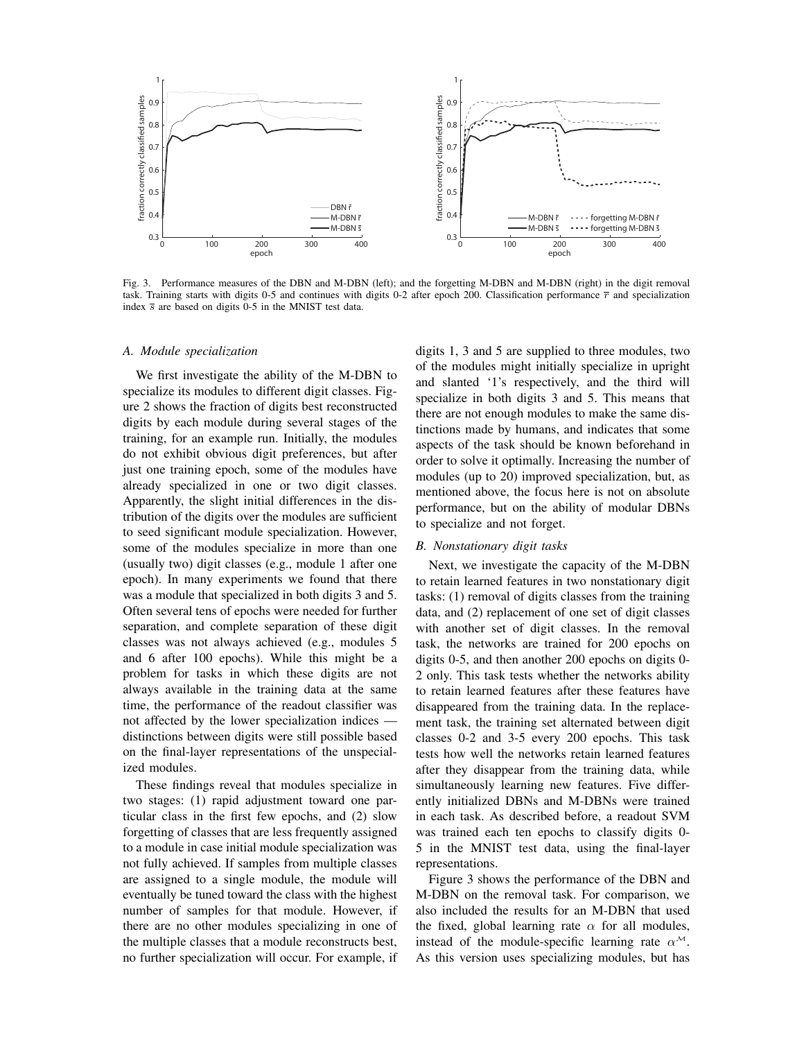Fig. 3. Performance measures of the DBN and M-DBN (left); and the forgetting M-DBN and M-DBN (right) in the digit removal task. Training starts with digits 0-5 and continues with digits 0-2 after epoch 200. Classification performance $\overline{r}$ and specialization index $\overline{s}$ are based on digits 0-5 in the MNIST test data.

### A. Module specialization

We first investigate the ability of the M-DBN to specialize its modules to different digit classes. Figure 2 shows the fraction of digits best reconstructed digits by each module during several stages of the training, for an example run. Initially, the modules do not exhibit obvious digit preferences, but after just one training epoch, some of the modules have already specialized in one or two digit classes. Apparently, the slight initial differences in the distribution of the digits over the modules are sufficient to seed significant module specialization. However, some of the modules specialize in more than one (usually two) digit classes (e.g., module 1 after one epoch). In many experiments we found that there was a module that specialized in both digits 3 and 5. Often several tens of epochs were needed for further separation, and complete separation of these digit classes was not always achieved (e.g., modules 5 and 6 after 100 epochs). While this might be a problem for tasks in which these digits are not always available in the training data at the same time, the performance of the readout classifier was not affected by the lower specialization indices — distinctions between digits were still possible based on the final-layer representations of the unspecialized modules.

These findings reveal that modules specialize in two stages: (1) rapid adjustment toward one particular class in the first few epochs, and (2) slow forgetting of classes that are less frequently assigned to a module in case initial module specialization was not fully achieved. If samples from multiple classes are assigned to a single module, the module will eventually be tuned toward the class with the highest number of samples for that module. However, if there are no other modules specializing in one of the multiple classes that a module reconstructs best, no further specialization will occur. For example, if digits 1, 3 and 5 are supplied to three modules, two of the modules might initially specialize in upright and slanted '1's respectively, and the third will specialize in both digits 3 and 5. This means that there are not enough modules to make the same distinctions made by humans, and indicates that some aspects of the task should be known beforehand in order to solve it optimally. Increasing the number of modules (up to 20) improved specialization, but, as mentioned above, the focus here is not on absolute performance, but on the ability of modular DBNs to specialize and not forget.

### B. Nonstationary digit tasks

Next, we investigate the capacity of the M-DBN to retain learned features in two nonstationary digit tasks: (1) removal of digits classes from the training data, and (2) replacement of one set of digit classes with another set of digit classes. In the removal task, the networks are trained for 200 epochs on digits 0-5, and then another 200 epochs on digits 0-2 only. This task tests whether the networks ability to retain learned features after these features have disappeared from the training data. In the replacement task, the training set alternated between digit classes 0-2 and 3-5 every 200 epochs. This task tests how well the networks retain learned features after they disappear from the training data, while simultaneously learning new features. Five differently initialized DBNs and M-DBNs were trained in each task. As described before, a readout SVM was trained each ten epochs to classify digits 0-5 in the MNIST test data, using the final-layer representations.

Figure 3 shows the performance of the DBN and M-DBN on the removal task. For comparison, we also included the results for an M-DBN that used the fixed, global learning rate $\alpha$ for all modules, instead of the module-specific learning rate $\alpha^{\mathcal{M}}$. As this version uses specializing modules, but has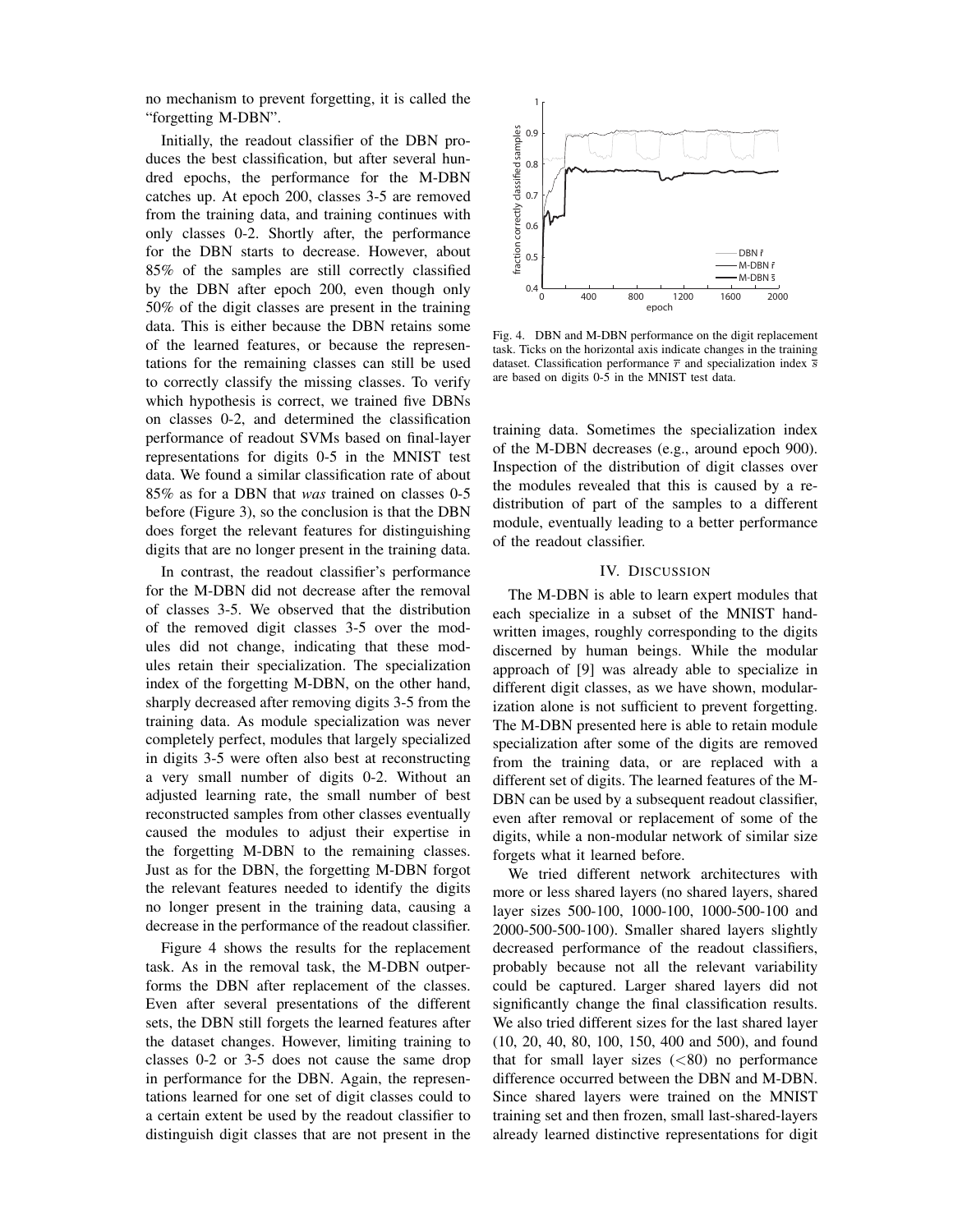no mechanism to prevent forgetting, it is called the "forgetting M-DBN".

Initially, the readout classifier of the DBN produces the best classification, but after several hundred epochs, the performance for the M-DBN catches up. At epoch 200, classes 3-5 are removed from the training data, and training continues with only classes 0-2. Shortly after, the performance for the DBN starts to decrease. However, about 85% of the samples are still correctly classified by the DBN after epoch 200, even though only 50% of the digit classes are present in the training data. This is either because the DBN retains some of the learned features, or because the representations for the remaining classes can still be used to correctly classify the missing classes. To verify which hypothesis is correct, we trained five DBNs on classes 0-2, and determined the classification performance of readout SVMs based on final-layer representations for digits 0-5 in the MNIST test data. We found a similar classification rate of about 85% as for a DBN that *was* trained on classes 0-5 before (Figure 3), so the conclusion is that the DBN does forget the relevant features for distinguishing digits that are no longer present in the training data.

In contrast, the readout classifier's performance for the M-DBN did not decrease after the removal of classes 3-5. We observed that the distribution of the removed digit classes 3-5 over the modules did not change, indicating that these modules retain their specialization. The specialization index of the forgetting M-DBN, on the other hand, sharply decreased after removing digits 3-5 from the training data. As module specialization was never completely perfect, modules that largely specialized in digits 3-5 were often also best at reconstructing a very small number of digits 0-2. Without an adjusted learning rate, the small number of best reconstructed samples from other classes eventually caused the modules to adjust their expertise in the forgetting M-DBN to the remaining classes. Just as for the DBN, the forgetting M-DBN forgot the relevant features needed to identify the digits no longer present in the training data, causing a decrease in the performance of the readout classifier.

Figure 4 shows the results for the replacement task. As in the removal task, the M-DBN outperforms the DBN after replacement of the classes. Even after several presentations of the different sets, the DBN still forgets the learned features after the dataset changes. However, limiting training to classes 0-2 or 3-5 does not cause the same drop in performance for the DBN. Again, the representations learned for one set of digit classes could to a certain extent be used by the readout classifier to distinguish digit classes that are not present in the training data. Sometimes the specialization index of the M-DBN decreases (e.g., around epoch 900). Inspection of the distribution of digit classes over the modules revealed that this is caused by a redistribution of part of the samples to a different module, eventually leading to a better performance of the readout classifier.

Fig. 4. DBN and M-DBN performance on the digit replacement task. Ticks on the horizontal axis indicate changes in the training dataset. Classification performance $\overline{r}$ and specialization index $\overline{s}$ are based on digits 0-5 in the MNIST test data.

## IV. Discussion

The M-DBN is able to learn expert modules that each specialize in a subset of the MNIST handwritten images, roughly corresponding to the digits discerned by human beings. While the modular approach of [9] was already able to specialize in different digit classes, as we have shown, modularization alone is not sufficient to prevent forgetting. The M-DBN presented here is able to retain module specialization after some of the digits are removed from the training data, or are replaced with a different set of digits. The learned features of the M-DBN can be used by a subsequent readout classifier, even after removal or replacement of some of the digits, while a non-modular network of similar size forgets what it learned before.

We tried different network architectures with more or less shared layers (no shared layers, shared layer sizes 500-100, 1000-100, 1000-500-100 and 2000-500-500-100). Smaller shared layers slightly decreased performance of the readout classifiers, probably because not all the relevant variability could be captured. Larger shared layers did not significantly change the final classification results. We also tried different sizes for the last shared layer (10, 20, 40, 80, 100, 150, 400 and 500), and found that for small layer sizes ($<80$) no performance difference occurred between the DBN and M-DBN. Since shared layers were trained on the MNIST training set and then frozen, small last-shared-layers already learned distinctive representations for digit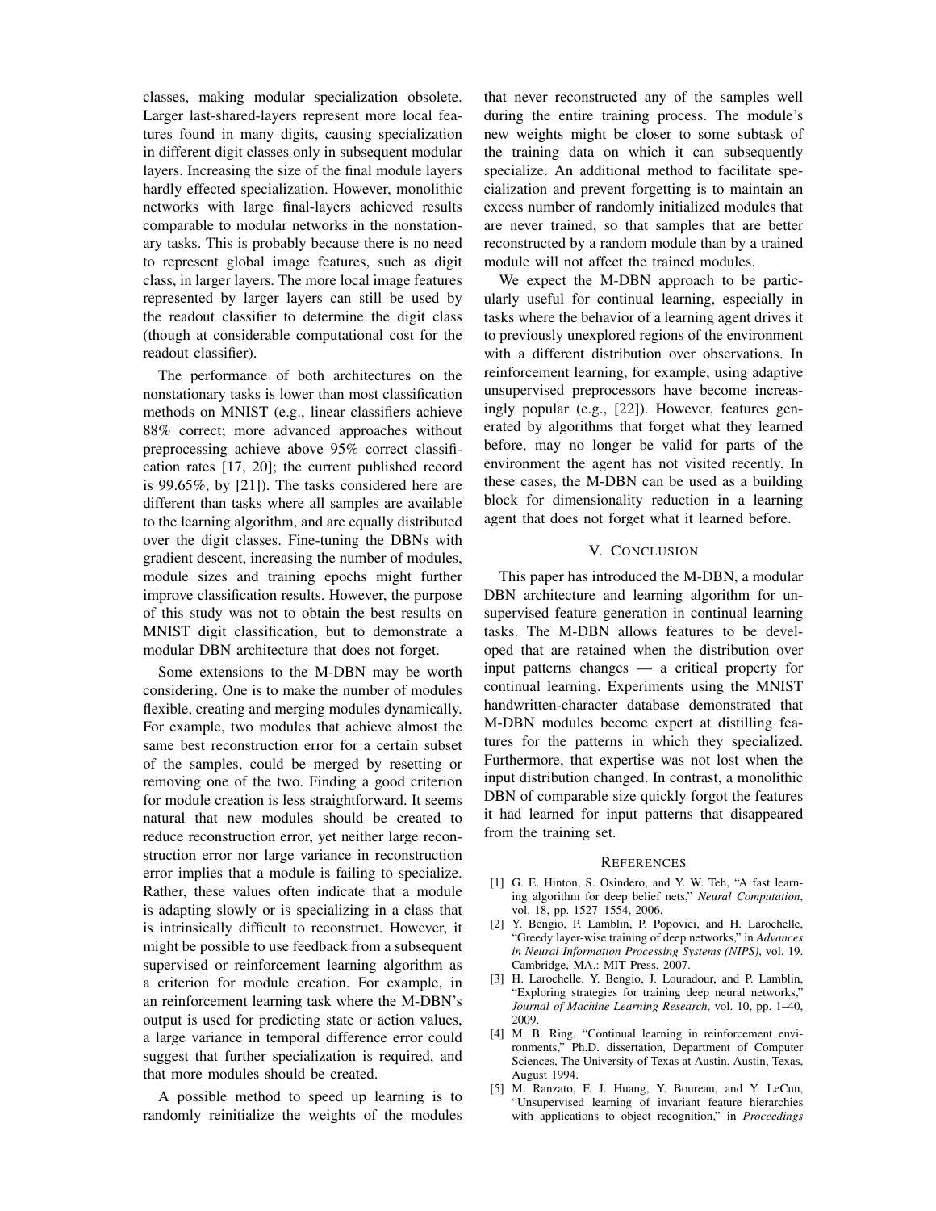classes, making modular specialization obsolete. Larger last-shared-layers represent more local features found in many digits, causing specialization in different digit classes only in subsequent modular layers. Increasing the size of the final module layers hardly effected specialization. However, monolithic networks with large final-layers achieved results comparable to modular networks in the nonstationary tasks. This is probably because there is no need to represent global image features, such as digit class, in larger layers. The more local image features represented by larger layers can still be used by the readout classifier to determine the digit class (though at considerable computational cost for the readout classifier).

The performance of both architectures on the nonstationary tasks is lower than most classification methods on MNIST (e.g., linear classifiers achieve 88% correct; more advanced approaches without preprocessing achieve above 95% correct classification rates [17, 20]; the current published record is 99.65%, by [21]). The tasks considered here are different than tasks where all samples are available to the learning algorithm, and are equally distributed over the digit classes. Fine-tuning the DBNs with gradient descent, increasing the number of modules, module sizes and training epochs might further improve classification results. However, the purpose of this study was not to obtain the best results on MNIST digit classification, but to demonstrate a modular DBN architecture that does not forget.

Some extensions to the M-DBN may be worth considering. One is to make the number of modules flexible, creating and merging modules dynamically. For example, two modules that achieve almost the same best reconstruction error for a certain subset of the samples, could be merged by resetting or removing one of the two. Finding a good criterion for module creation is less straightforward. It seems natural that new modules should be created to reduce reconstruction error, yet neither large reconstruction error nor large variance in reconstruction error implies that a module is failing to specialize. Rather, these values often indicate that a module is adapting slowly or is specializing in a class that is intrinsically difficult to reconstruct. However, it might be possible to use feedback from a subsequent supervised or reinforcement learning algorithm as a criterion for module creation. For example, in an reinforcement learning task where the M-DBN's output is used for predicting state or action values, a large variance in temporal difference error could suggest that further specialization is required, and that more modules should be created.

A possible method to speed up learning is to randomly reinitialize the weights of the modules that never reconstructed any of the samples well during the entire training process. The module's new weights might be closer to some subtask of the training data on which it can subsequently specialize. An additional method to facilitate specialization and prevent forgetting is to maintain an excess number of randomly initialized modules that are never trained, so that samples that are better reconstructed by a random module than by a trained module will not affect the trained modules.

We expect the M-DBN approach to be particularly useful for continual learning, especially in tasks where the behavior of a learning agent drives it to previously unexplored regions of the environment with a different distribution over observations. In reinforcement learning, for example, using adaptive unsupervised preprocessors have become increasingly popular (e.g., [22]). However, features generated by algorithms that forget what they learned before, may no longer be valid for parts of the environment the agent has not visited recently. In these cases, the M-DBN can be used as a building block for dimensionality reduction in a learning agent that does not forget what it learned before.

## V. Conclusion

This paper has introduced the M-DBN, a modular DBN architecture and learning algorithm for unsupervised feature generation in continual learning tasks. The M-DBN allows features to be developed that are retained when the distribution over input patterns changes — a critical property for continual learning. Experiments using the MNIST handwritten-character database demonstrated that M-DBN modules become expert at distilling features for the patterns in which they specialized. Furthermore, that expertise was not lost when the input distribution changed. In contrast, a monolithic DBN of comparable size quickly forgot the features it had learned for input patterns that disappeared from the training set.

## References

[1] G. E. Hinton, S. Osindero, and Y. W. Teh, "A fast learning algorithm for deep belief nets," *Neural Computation*, vol. 18, pp. 1527–1554, 2006.

[2] Y. Bengio, P. Lamblin, P. Popovici, and H. Larochelle, "Greedy layer-wise training of deep networks," in *Advances in Neural Information Processing Systems (NIPS)*, vol. 19. Cambridge, MA.: MIT Press, 2007.

[3] H. Larochelle, Y. Bengio, J. Louradour, and P. Lamblin, "Exploring strategies for training deep neural networks," *Journal of Machine Learning Research*, vol. 10, pp. 1–40, 2009.

[4] M. B. Ring, "Continual learning in reinforcement environments," Ph.D. dissertation, Department of Computer Sciences, The University of Texas at Austin, Austin, Texas, August 1994.

[5] M. Ranzato, F. J. Huang, Y. Boureau, and Y. LeCun, "Unsupervised learning of invariant feature hierarchies with applications to object recognition," in *Proceedings*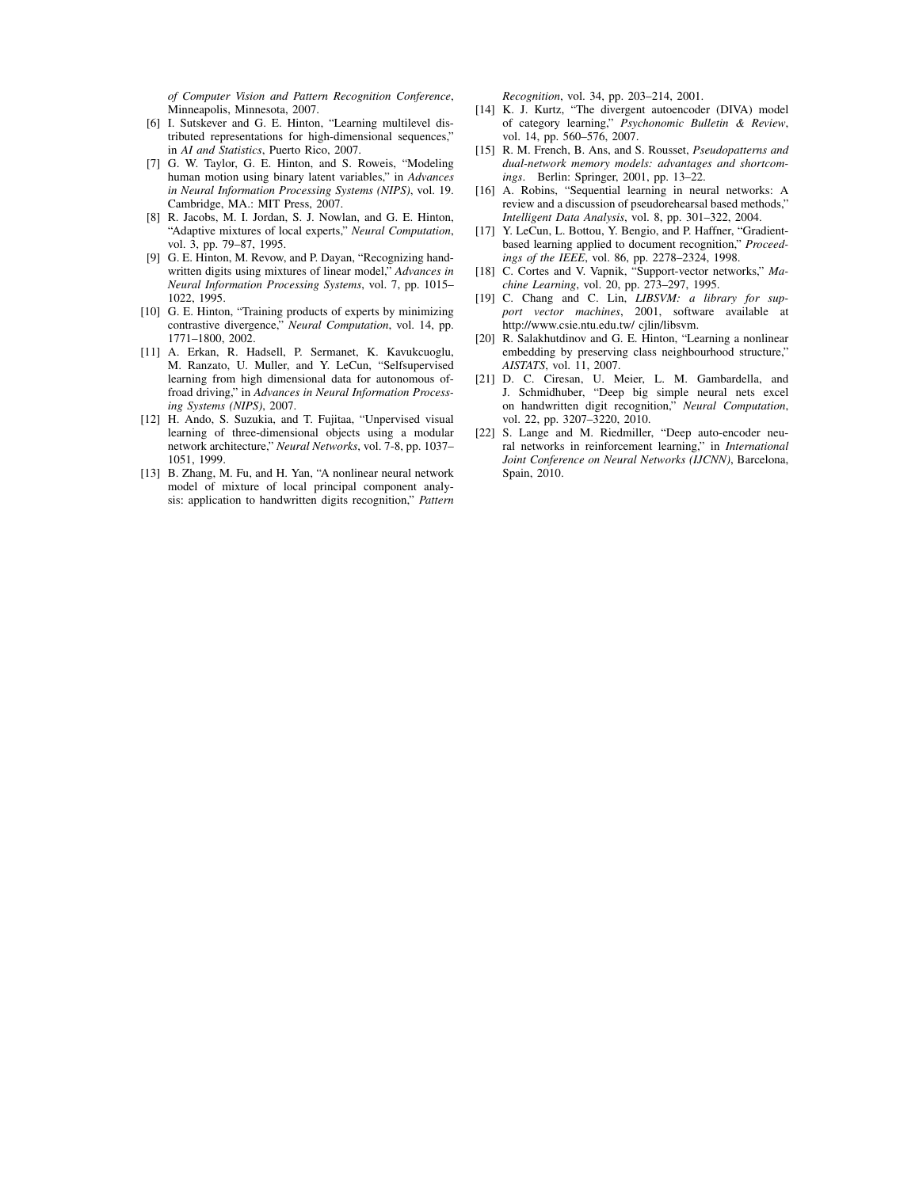of Computer Vision and Pattern Recognition Conference*, Minneapolis, Minnesota, 2007.

[6] I. Sutskever and G. E. Hinton, "Learning multilevel distributed representations for high-dimensional sequences," in *AI and Statistics*, Puerto Rico, 2007.

[7] G. W. Taylor, G. E. Hinton, and S. Roweis, "Modeling human motion using binary latent variables," in *Advances in Neural Information Processing Systems (NIPS)*, vol. 19. Cambridge, MA.: MIT Press, 2007.

[8] R. Jacobs, M. I. Jordan, S. J. Nowlan, and G. E. Hinton, "Adaptive mixtures of local experts," *Neural Computation*, vol. 3, pp. 79–87, 1995.

[9] G. E. Hinton, M. Revow, and P. Dayan, "Recognizing handwritten digits using mixtures of linear model," *Advances in Neural Information Processing Systems*, vol. 7, pp. 1015–1022, 1995.

[10] G. E. Hinton, "Training products of experts by minimizing contrastive divergence," *Neural Computation*, vol. 14, pp. 1771–1800, 2002.

[11] A. Erkan, R. Hadsell, P. Sermanet, K. Kavukcuoglu, M. Ranzato, U. Muller, and Y. LeCun, "Selfsupervised learning from high dimensional data for autonomous offroad driving," in *Advances in Neural Information Processing Systems (NIPS)*, 2007.

[12] H. Ando, S. Suzukia, and T. Fujitaa, "Unpervised visual learning of three-dimensional objects using a modular network architecture," *Neural Networks*, vol. 7-8, pp. 1037–1051, 1999.

[13] B. Zhang, M. Fu, and H. Yan, "A nonlinear neural network model of mixture of local principal component analysis: application to handwritten digits recognition," *Pattern Recognition*, vol. 34, pp. 203–214, 2001.

[14] K. J. Kurtz, "The divergent autoencoder (DIVA) model of category learning," *Psychonomic Bulletin & Review*, vol. 14, pp. 560–576, 2007.

[15] R. M. French, B. Ans, and S. Rousset, *Pseudopatterns and dual-network memory models: advantages and shortcomings*. Berlin: Springer, 2001, pp. 13–22.

[16] A. Robins, "Sequential learning in neural networks: A review and a discussion of pseudorehearsal based methods," *Intelligent Data Analysis*, vol. 8, pp. 301–322, 2004.

[17] Y. LeCun, L. Bottou, Y. Bengio, and P. Haffner, "Gradient-based learning applied to document recognition," *Proceedings of the IEEE*, vol. 86, pp. 2278–2324, 1998.

[18] C. Cortes and V. Vapnik, "Support-vector networks," *Machine Learning*, vol. 20, pp. 273–297, 1995.

[19] C. Chang and C. Lin, *LIBSVM: a library for support vector machines*, 2001, software available at http://www.csie.ntu.edu.tw/ cjlin/libsvm.

[20] R. Salakhutdinov and G. E. Hinton, "Learning a nonlinear embedding by preserving class neighbourhood structure," *AISTATS*, vol. 11, 2007.

[21] D. C. Ciresan, U. Meier, L. M. Gambardella, and J. Schmidhuber, "Deep big simple neural nets excel on handwritten digit recognition," *Neural Computation*, vol. 22, pp. 3207–3220, 2010.

[22] S. Lange and M. Riedmiller, "Deep auto-encoder neural networks in reinforcement learning," in *International Joint Conference on Neural Networks (IJCNN)*, Barcelona, Spain, 2010.